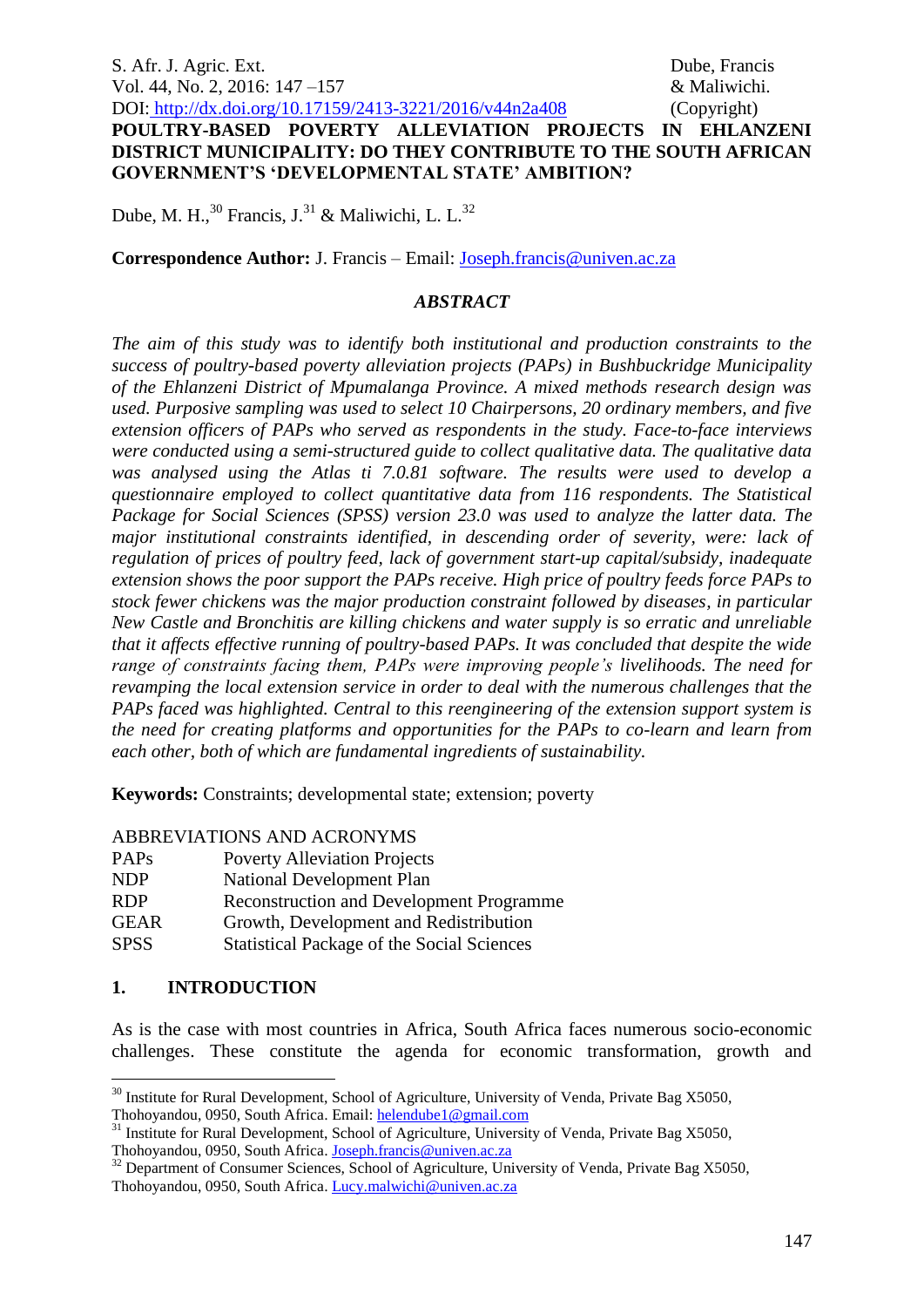# POULTRY-BASED POVERTY ALLEVIATION PROJECTS IN EHLANZENI DISTRICT MUNICIPALITY: DO THEY CONTRIBUTE TO THE SOUTH AFRICAN GOVERNMENT'S 'DEVELOPMENTAL STATE' AMBITION?

Dube, M. H.,[30] Francis, J.[31] & Maliwichi, L. L.[32]

**Correspondence Author:** J. Francis – Email: Joseph.francis@univen.ac.za

### *ABSTRACT*

*The aim of this study was to identify both institutional and production constraints to the success of poultry-based poverty alleviation projects (PAPs) in Bushbuckridge Municipality of the Ehlanzeni District of Mpumalanga Province. A mixed methods research design was used. Purposive sampling was used to select 10 Chairpersons, 20 ordinary members, and five extension officers of PAPs who served as respondents in the study. Face-to-face interviews were conducted using a semi-structured guide to collect qualitative data. The qualitative data was analysed using the Atlas ti 7.0.81 software. The results were used to develop a questionnaire employed to collect quantitative data from 116 respondents. The Statistical Package for Social Sciences (SPSS) version 23.0 was used to analyze the latter data. The major institutional constraints identified, in descending order of severity, were: lack of regulation of prices of poultry feed, lack of government start-up capital/subsidy, inadequate extension shows the poor support the PAPs receive. High price of poultry feeds force PAPs to stock fewer chickens was the major production constraint followed by diseases, in particular New Castle and Bronchitis are killing chickens and water supply is so erratic and unreliable that it affects effective running of poultry-based PAPs. It was concluded that despite the wide range of constraints facing them, PAPs were improving people's livelihoods. The need for revamping the local extension service in order to deal with the numerous challenges that the PAPs faced was highlighted. Central to this reengineering of the extension support system is the need for creating platforms and opportunities for the PAPs to co-learn and learn from each other, both of which are fundamental ingredients of sustainability.*

**Keywords:** Constraints; developmental state; extension; poverty

ABBREVIATIONS AND ACRONYMS

| | |
|---|---|
| PAPs | Poverty Alleviation Projects |
| NDP | National Development Plan |
| RDP | Reconstruction and Development Programme |
| GEAR | Growth, Development and Redistribution |
| SPSS | Statistical Package of the Social Sciences |

## 1. INTRODUCTION

As is the case with most countries in Africa, South Africa faces numerous socio-economic challenges. These constitute the agenda for economic transformation, growth and

---

[30] Institute for Rural Development, School of Agriculture, University of Venda, Private Bag X5050, Thohoyandou, 0950, South Africa. Email: helendube1@gmail.com

[31] Institute for Rural Development, School of Agriculture, University of Venda, Private Bag X5050, Thohoyandou, 0950, South Africa. Joseph.francis@univen.ac.za

[32] Department of Consumer Sciences, School of Agriculture, University of Venda, Private Bag X5050, Thohoyandou, 0950, South Africa. Lucy.malwichi@univen.ac.za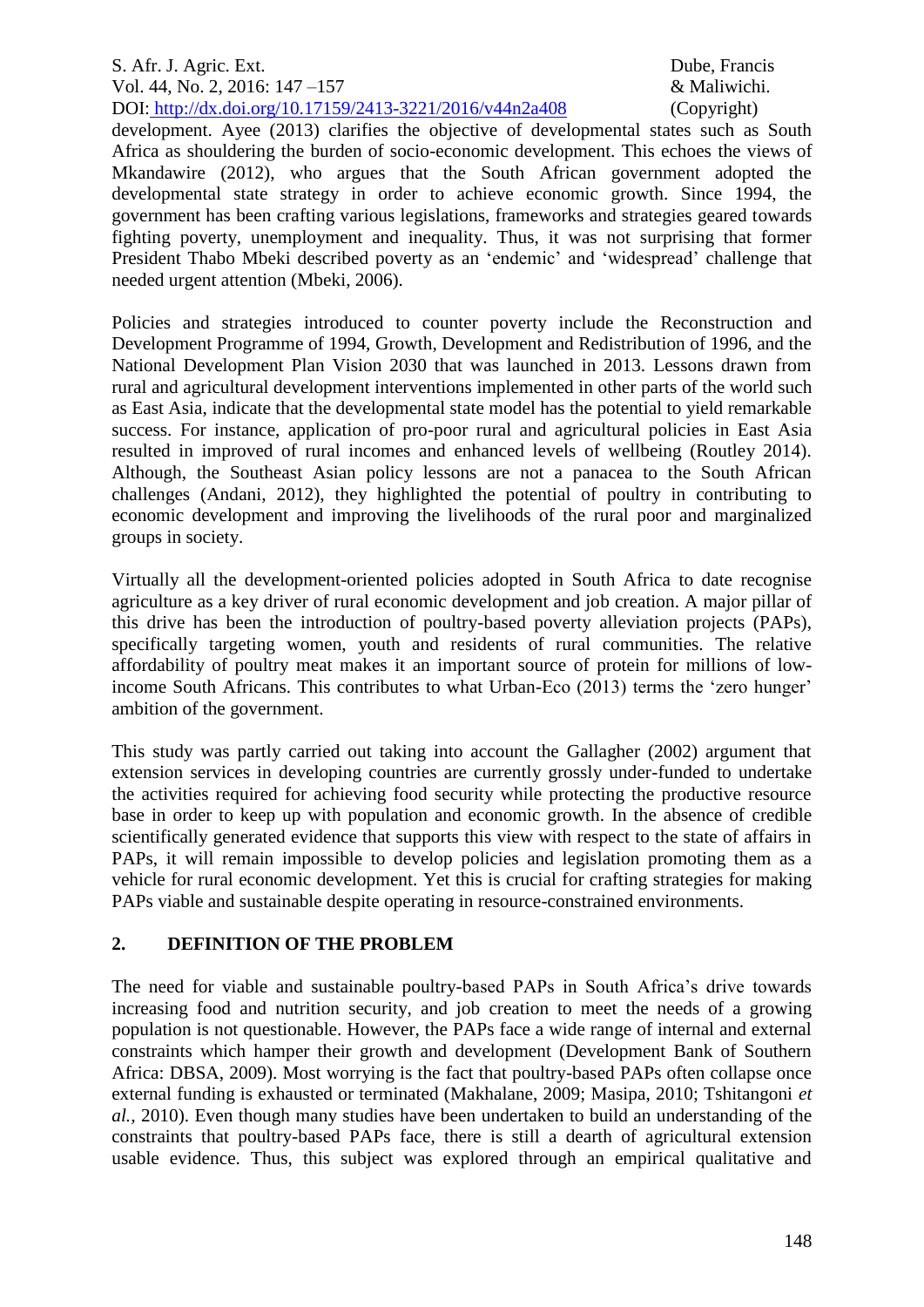development. Ayee (2013) clarifies the objective of developmental states such as South Africa as shouldering the burden of socio-economic development. This echoes the views of Mkandawire (2012), who argues that the South African government adopted the developmental state strategy in order to achieve economic growth. Since 1994, the government has been crafting various legislations, frameworks and strategies geared towards fighting poverty, unemployment and inequality. Thus, it was not surprising that former President Thabo Mbeki described poverty as an 'endemic' and 'widespread' challenge that needed urgent attention (Mbeki, 2006).

Policies and strategies introduced to counter poverty include the Reconstruction and Development Programme of 1994, Growth, Development and Redistribution of 1996, and the National Development Plan Vision 2030 that was launched in 2013. Lessons drawn from rural and agricultural development interventions implemented in other parts of the world such as East Asia, indicate that the developmental state model has the potential to yield remarkable success. For instance, application of pro-poor rural and agricultural policies in East Asia resulted in improved of rural incomes and enhanced levels of wellbeing (Routley 2014). Although, the Southeast Asian policy lessons are not a panacea to the South African challenges (Andani, 2012), they highlighted the potential of poultry in contributing to economic development and improving the livelihoods of the rural poor and marginalized groups in society.

Virtually all the development-oriented policies adopted in South Africa to date recognise agriculture as a key driver of rural economic development and job creation. A major pillar of this drive has been the introduction of poultry-based poverty alleviation projects (PAPs), specifically targeting women, youth and residents of rural communities. The relative affordability of poultry meat makes it an important source of protein for millions of low-income South Africans. This contributes to what Urban-Eco (2013) terms the 'zero hunger' ambition of the government.

This study was partly carried out taking into account the Gallagher (2002) argument that extension services in developing countries are currently grossly under-funded to undertake the activities required for achieving food security while protecting the productive resource base in order to keep up with population and economic growth. In the absence of credible scientifically generated evidence that supports this view with respect to the state of affairs in PAPs, it will remain impossible to develop policies and legislation promoting them as a vehicle for rural economic development. Yet this is crucial for crafting strategies for making PAPs viable and sustainable despite operating in resource-constrained environments.

## 2. DEFINITION OF THE PROBLEM

The need for viable and sustainable poultry-based PAPs in South Africa's drive towards increasing food and nutrition security, and job creation to meet the needs of a growing population is not questionable. However, the PAPs face a wide range of internal and external constraints which hamper their growth and development (Development Bank of Southern Africa: DBSA, 2009). Most worrying is the fact that poultry-based PAPs often collapse once external funding is exhausted or terminated (Makhalane, 2009; Masipa, 2010; Tshitangoni *et al.*, 2010). Even though many studies have been undertaken to build an understanding of the constraints that poultry-based PAPs face, there is still a dearth of agricultural extension usable evidence. Thus, this subject was explored through an empirical qualitative and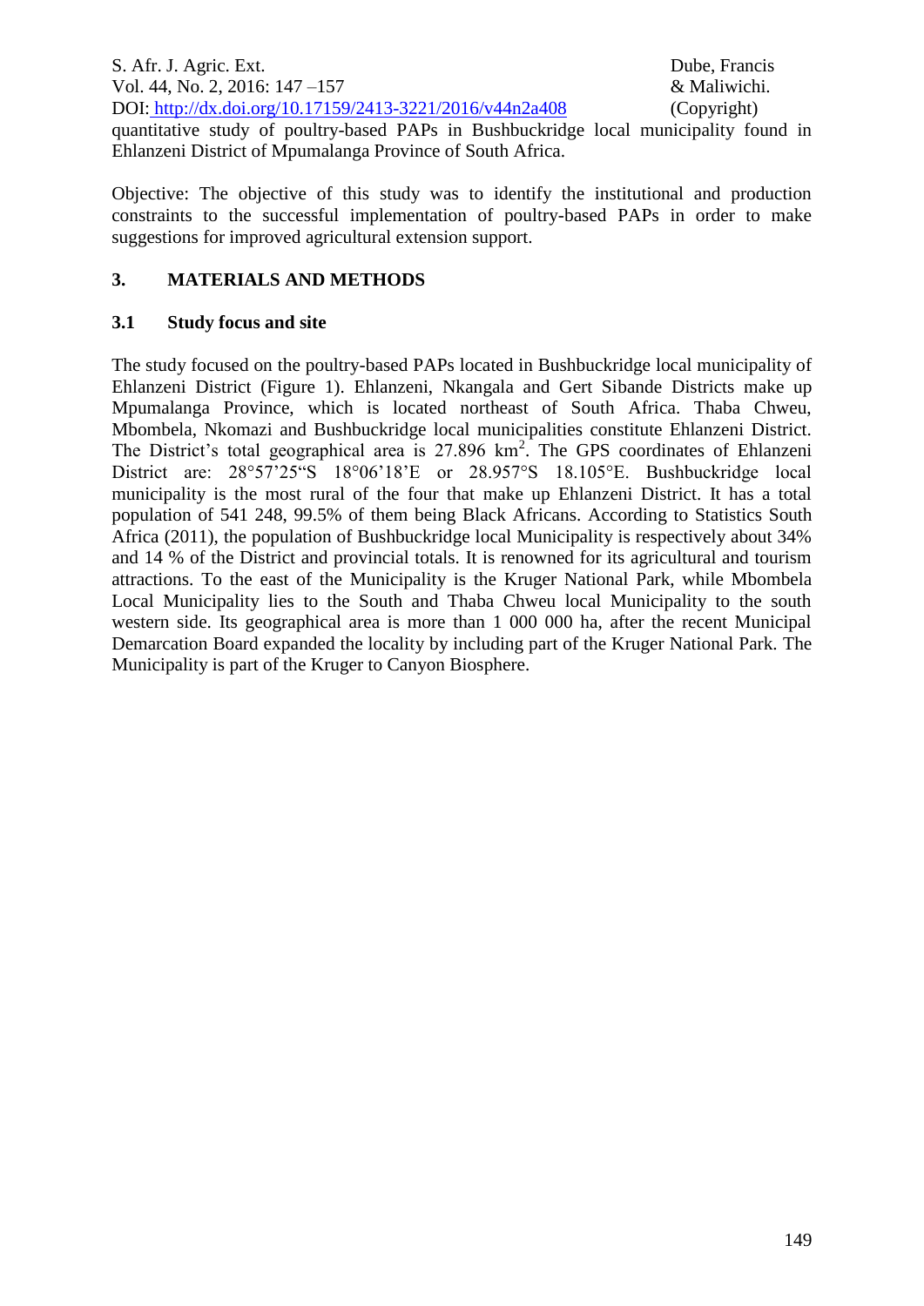quantitative study of poultry-based PAPs in Bushbuckridge local municipality found in Ehlanzeni District of Mpumalanga Province of South Africa.

Objective: The objective of this study was to identify the institutional and production constraints to the successful implementation of poultry-based PAPs in order to make suggestions for improved agricultural extension support.

## 3. MATERIALS AND METHODS

### 3.1 Study focus and site

The study focused on the poultry-based PAPs located in Bushbuckridge local municipality of Ehlanzeni District (Figure 1). Ehlanzeni, Nkangala and Gert Sibande Districts make up Mpumalanga Province, which is located northeast of South Africa. Thaba Chweu, Mbombela, Nkomazi and Bushbuckridge local municipalities constitute Ehlanzeni District. The District's total geographical area is 27.896 $km^2$. The GPS coordinates of Ehlanzeni District are: 28°57'25"S 18°06'18'E or 28.957°S 18.105°E. Bushbuckridge local municipality is the most rural of the four that make up Ehlanzeni District. It has a total population of 541 248, 99.5% of them being Black Africans. According to Statistics South Africa (2011), the population of Bushbuckridge local Municipality is respectively about 34% and 14 % of the District and provincial totals. It is renowned for its agricultural and tourism attractions. To the east of the Municipality is the Kruger National Park, while Mbombela Local Municipality lies to the South and Thaba Chweu local Municipality to the south western side. Its geographical area is more than 1 000 000 ha, after the recent Municipal Demarcation Board expanded the locality by including part of the Kruger National Park. The Municipality is part of the Kruger to Canyon Biosphere.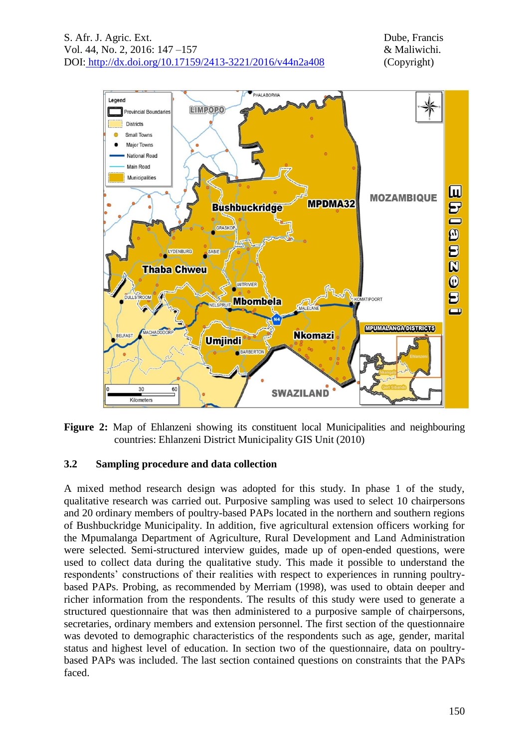**Figure 2:** Map of Ehlanzeni showing its constituent local Municipalities and neighbouring countries: Ehlanzeni District Municipality GIS Unit (2010)

## 3.2 Sampling procedure and data collection

A mixed method research design was adopted for this study. In phase 1 of the study, qualitative research was carried out. Purposive sampling was used to select 10 chairpersons and 20 ordinary members of poultry-based PAPs located in the northern and southern regions of Bushbuckridge Municipality. In addition, five agricultural extension officers working for the Mpumalanga Department of Agriculture, Rural Development and Land Administration were selected. Semi-structured interview guides, made up of open-ended questions, were used to collect data during the qualitative study. This made it possible to understand the respondents' constructions of their realities with respect to experiences in running poultry-based PAPs. Probing, as recommended by Merriam (1998), was used to obtain deeper and richer information from the respondents. The results of this study were used to generate a structured questionnaire that was then administered to a purposive sample of chairpersons, secretaries, ordinary members and extension personnel. The first section of the questionnaire was devoted to demographic characteristics of the respondents such as age, gender, marital status and highest level of education. In section two of the questionnaire, data on poultry-based PAPs was included. The last section contained questions on constraints that the PAPs faced.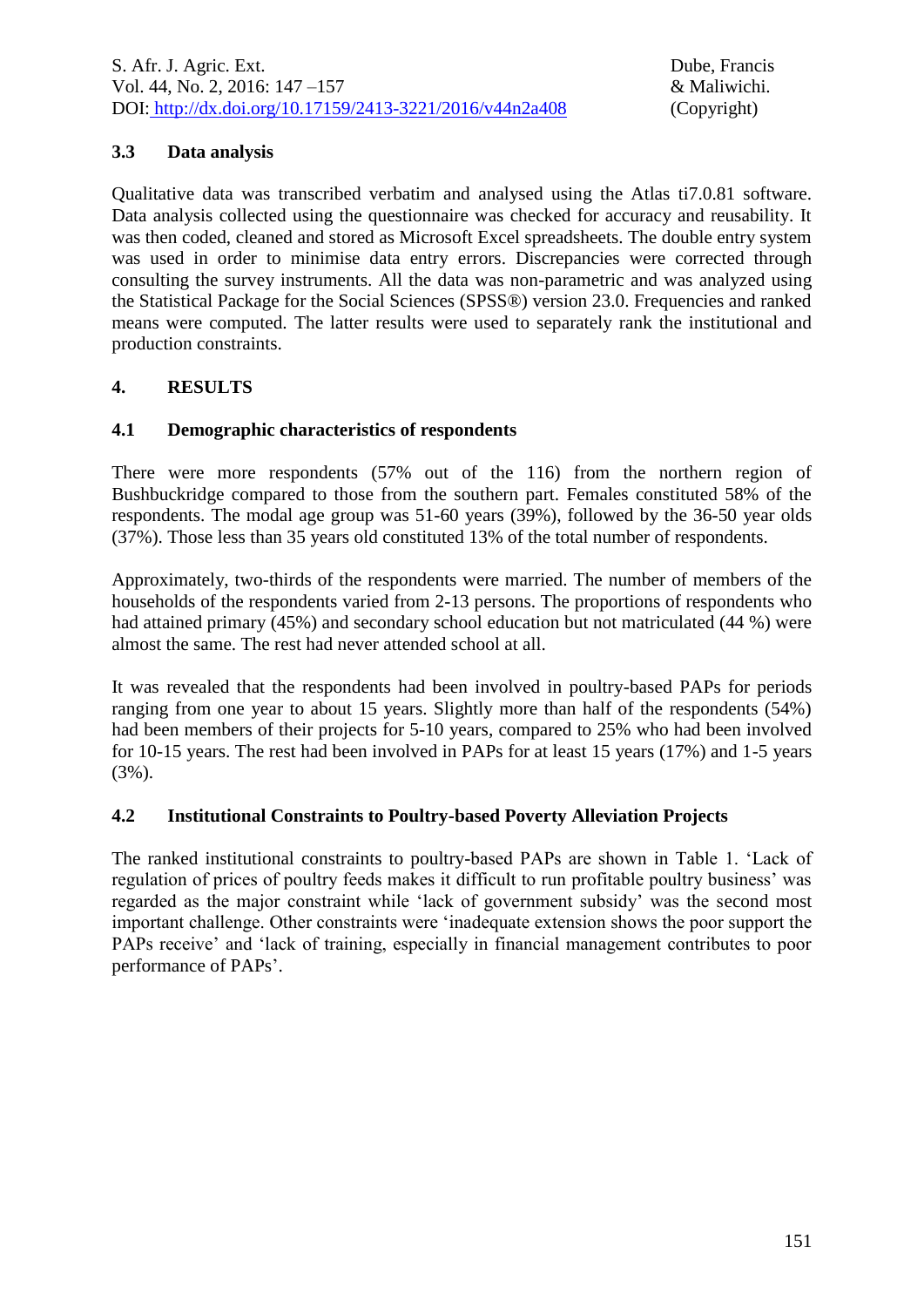### 3.3 Data analysis

Qualitative data was transcribed verbatim and analysed using the Atlas ti7.0.81 software. Data analysis collected using the questionnaire was checked for accuracy and reusability. It was then coded, cleaned and stored as Microsoft Excel spreadsheets. The double entry system was used in order to minimise data entry errors. Discrepancies were corrected through consulting the survey instruments. All the data was non-parametric and was analyzed using the Statistical Package for the Social Sciences (SPSS®) version 23.0. Frequencies and ranked means were computed. The latter results were used to separately rank the institutional and production constraints.

## 4. RESULTS

### 4.1 Demographic characteristics of respondents

There were more respondents (57% out of the 116) from the northern region of Bushbuckridge compared to those from the southern part. Females constituted 58% of the respondents. The modal age group was 51-60 years (39%), followed by the 36-50 year olds (37%). Those less than 35 years old constituted 13% of the total number of respondents.

Approximately, two-thirds of the respondents were married. The number of members of the households of the respondents varied from 2-13 persons. The proportions of respondents who had attained primary (45%) and secondary school education but not matriculated (44 %) were almost the same. The rest had never attended school at all.

It was revealed that the respondents had been involved in poultry-based PAPs for periods ranging from one year to about 15 years. Slightly more than half of the respondents (54%) had been members of their projects for 5-10 years, compared to 25% who had been involved for 10-15 years. The rest had been involved in PAPs for at least 15 years (17%) and 1-5 years (3%).

### 4.2 Institutional Constraints to Poultry-based Poverty Alleviation Projects

The ranked institutional constraints to poultry-based PAPs are shown in Table 1. 'Lack of regulation of prices of poultry feeds makes it difficult to run profitable poultry business' was regarded as the major constraint while 'lack of government subsidy' was the second most important challenge. Other constraints were 'inadequate extension shows the poor support the PAPs receive' and 'lack of training, especially in financial management contributes to poor performance of PAPs'.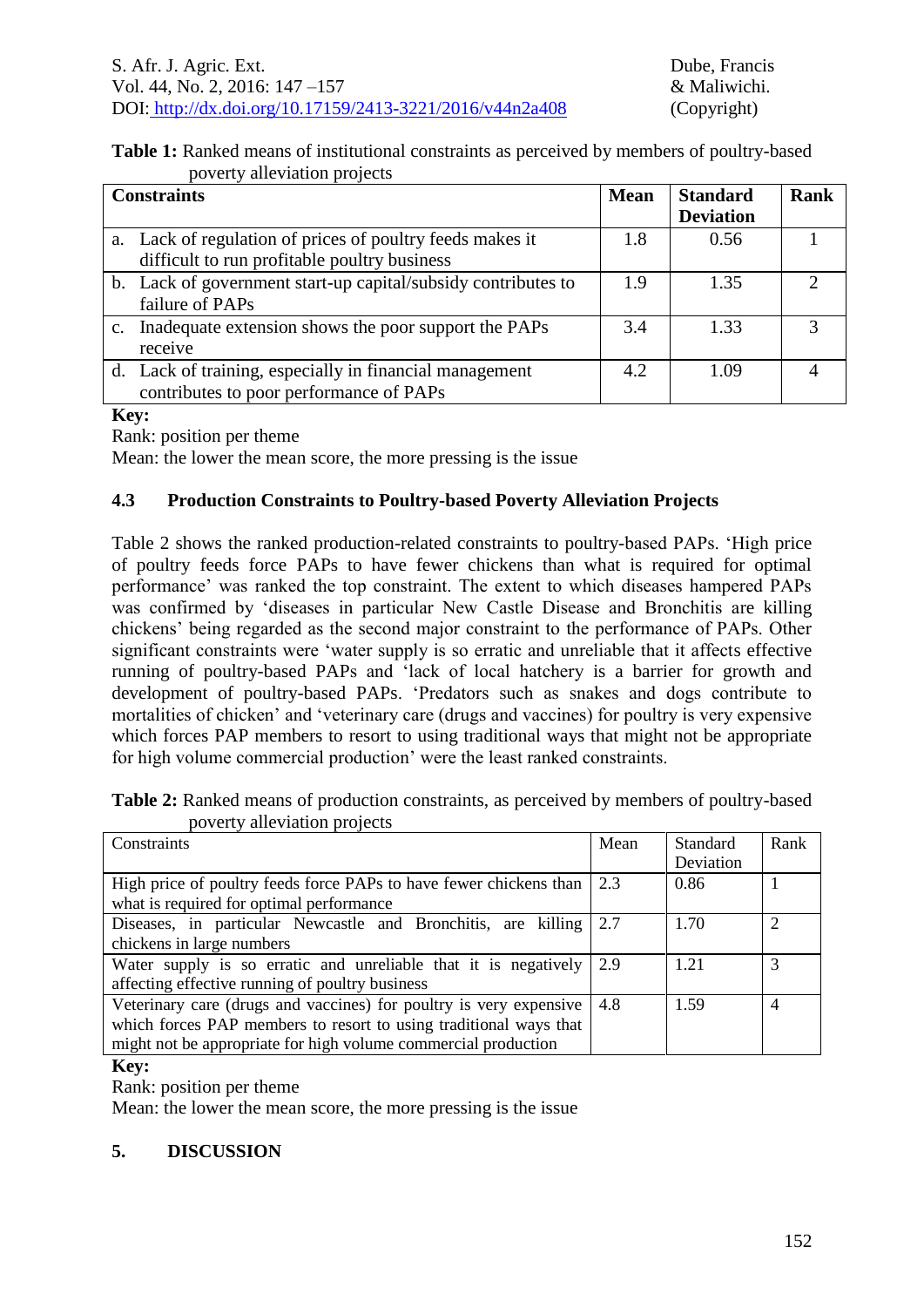**Table 1:** Ranked means of institutional constraints as perceived by members of poultry-based poverty alleviation projects

| Constraints | Mean | Standard Deviation | Rank |
|---|---|---|---|
| a. Lack of regulation of prices of poultry feeds makes it difficult to run profitable poultry business | 1.8 | 0.56 | 1 |
| b. Lack of government start-up capital/subsidy contributes to failure of PAPs | 1.9 | 1.35 | 2 |
| c. Inadequate extension shows the poor support the PAPs receive | 3.4 | 1.33 | 3 |
| d. Lack of training, especially in financial management contributes to poor performance of PAPs | 4.2 | 1.09 | 4 |

**Key:**
Rank: position per theme
Mean: the lower the mean score, the more pressing is the issue

### 4.3 Production Constraints to Poultry-based Poverty Alleviation Projects

Table 2 shows the ranked production-related constraints to poultry-based PAPs. 'High price of poultry feeds force PAPs to have fewer chickens than what is required for optimal performance' was ranked the top constraint. The extent to which diseases hampered PAPs was confirmed by 'diseases in particular New Castle Disease and Bronchitis are killing chickens' being regarded as the second major constraint to the performance of PAPs. Other significant constraints were 'water supply is so erratic and unreliable that it affects effective running of poultry-based PAPs and 'lack of local hatchery is a barrier for growth and development of poultry-based PAPs. 'Predators such as snakes and dogs contribute to mortalities of chicken' and 'veterinary care (drugs and vaccines) for poultry is very expensive which forces PAP members to resort to using traditional ways that might not be appropriate for high volume commercial production' were the least ranked constraints.

**Table 2:** Ranked means of production constraints, as perceived by members of poultry-based poverty alleviation projects

| Constraints | Mean | Standard Deviation | Rank |
|---|---|---|---|
| High price of poultry feeds force PAPs to have fewer chickens than what is required for optimal performance | 2.3 | 0.86 | 1 |
| Diseases, in particular Newcastle and Bronchitis, are killing chickens in large numbers | 2.7 | 1.70 | 2 |
| Water supply is so erratic and unreliable that it is negatively affecting effective running of poultry business | 2.9 | 1.21 | 3 |
| Veterinary care (drugs and vaccines) for poultry is very expensive which forces PAP members to resort to using traditional ways that might not be appropriate for high volume commercial production | 4.8 | 1.59 | 4 |

**Key:**
Rank: position per theme
Mean: the lower the mean score, the more pressing is the issue

## 5. DISCUSSION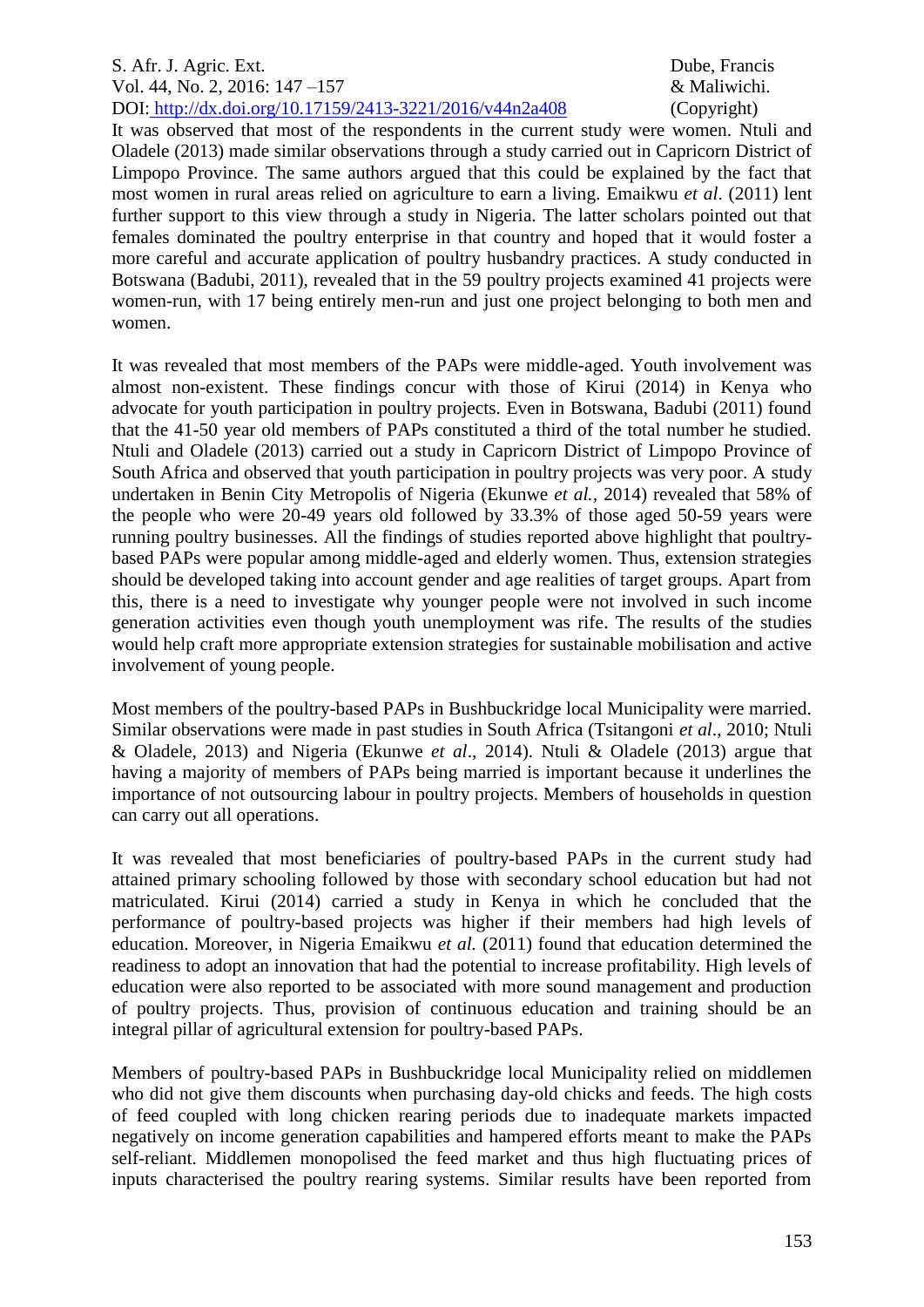It was observed that most of the respondents in the current study were women. Ntuli and Oladele (2013) made similar observations through a study carried out in Capricorn District of Limpopo Province. The same authors argued that this could be explained by the fact that most women in rural areas relied on agriculture to earn a living. Emaikwu *et al*. (2011) lent further support to this view through a study in Nigeria. The latter scholars pointed out that females dominated the poultry enterprise in that country and hoped that it would foster a more careful and accurate application of poultry husbandry practices. A study conducted in Botswana (Badubi, 2011), revealed that in the 59 poultry projects examined 41 projects were women-run, with 17 being entirely men-run and just one project belonging to both men and women.

It was revealed that most members of the PAPs were middle-aged. Youth involvement was almost non-existent. These findings concur with those of Kirui (2014) in Kenya who advocate for youth participation in poultry projects. Even in Botswana, Badubi (2011) found that the 41-50 year old members of PAPs constituted a third of the total number he studied. Ntuli and Oladele (2013) carried out a study in Capricorn District of Limpopo Province of South Africa and observed that youth participation in poultry projects was very poor. A study undertaken in Benin City Metropolis of Nigeria (Ekunwe *et al.*, 2014) revealed that 58% of the people who were 20-49 years old followed by 33.3% of those aged 50-59 years were running poultry businesses. All the findings of studies reported above highlight that poultry-based PAPs were popular among middle-aged and elderly women. Thus, extension strategies should be developed taking into account gender and age realities of target groups. Apart from this, there is a need to investigate why younger people were not involved in such income generation activities even though youth unemployment was rife. The results of the studies would help craft more appropriate extension strategies for sustainable mobilisation and active involvement of young people.

Most members of the poultry-based PAPs in Bushbuckridge local Municipality were married. Similar observations were made in past studies in South Africa (Tsitangoni *et al*., 2010; Ntuli & Oladele, 2013) and Nigeria (Ekunwe *et al*., 2014). Ntuli & Oladele (2013) argue that having a majority of members of PAPs being married is important because it underlines the importance of not outsourcing labour in poultry projects. Members of households in question can carry out all operations.

It was revealed that most beneficiaries of poultry-based PAPs in the current study had attained primary schooling followed by those with secondary school education but had not matriculated. Kirui (2014) carried a study in Kenya in which he concluded that the performance of poultry-based projects was higher if their members had high levels of education. Moreover, in Nigeria Emaikwu *et al.* (2011) found that education determined the readiness to adopt an innovation that had the potential to increase profitability. High levels of education were also reported to be associated with more sound management and production of poultry projects. Thus, provision of continuous education and training should be an integral pillar of agricultural extension for poultry-based PAPs.

Members of poultry-based PAPs in Bushbuckridge local Municipality relied on middlemen who did not give them discounts when purchasing day-old chicks and feeds. The high costs of feed coupled with long chicken rearing periods due to inadequate markets impacted negatively on income generation capabilities and hampered efforts meant to make the PAPs self-reliant. Middlemen monopolised the feed market and thus high fluctuating prices of inputs characterised the poultry rearing systems. Similar results have been reported from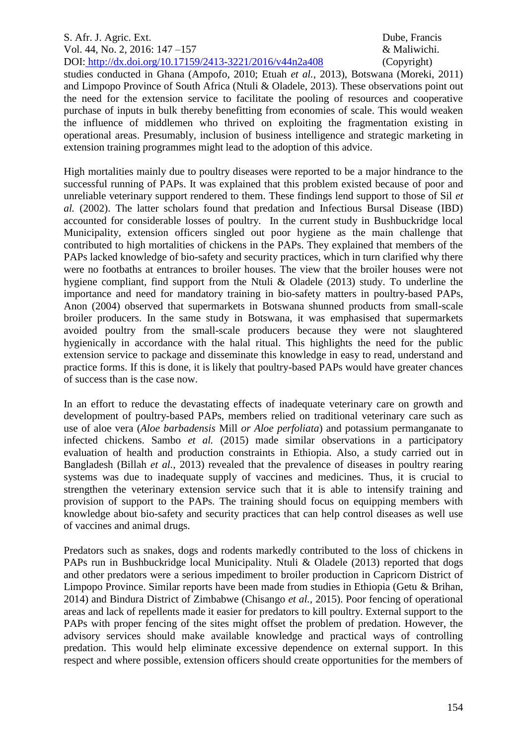studies conducted in Ghana (Ampofo, 2010; Etuah *et al.*, 2013), Botswana (Moreki, 2011) and Limpopo Province of South Africa (Ntuli & Oladele, 2013). These observations point out the need for the extension service to facilitate the pooling of resources and cooperative purchase of inputs in bulk thereby benefitting from economies of scale. This would weaken the influence of middlemen who thrived on exploiting the fragmentation existing in operational areas. Presumably, inclusion of business intelligence and strategic marketing in extension training programmes might lead to the adoption of this advice.

High mortalities mainly due to poultry diseases were reported to be a major hindrance to the successful running of PAPs. It was explained that this problem existed because of poor and unreliable veterinary support rendered to them. These findings lend support to those of Sil *et al.* (2002). The latter scholars found that predation and Infectious Bursal Disease (IBD) accounted for considerable losses of poultry. In the current study in Bushbuckridge local Municipality, extension officers singled out poor hygiene as the main challenge that contributed to high mortalities of chickens in the PAPs. They explained that members of the PAPs lacked knowledge of bio-safety and security practices, which in turn clarified why there were no footbaths at entrances to broiler houses. The view that the broiler houses were not hygiene compliant, find support from the Ntuli & Oladele (2013) study. To underline the importance and need for mandatory training in bio-safety matters in poultry-based PAPs, Anon (2004) observed that supermarkets in Botswana shunned products from small-scale broiler producers. In the same study in Botswana, it was emphasised that supermarkets avoided poultry from the small-scale producers because they were not slaughtered hygienically in accordance with the halal ritual. This highlights the need for the public extension service to package and disseminate this knowledge in easy to read, understand and practice forms. If this is done, it is likely that poultry-based PAPs would have greater chances of success than is the case now.

In an effort to reduce the devastating effects of inadequate veterinary care on growth and development of poultry-based PAPs, members relied on traditional veterinary care such as use of aloe vera (*Aloe barbadensis* Mill *or Aloe perfoliata*) and potassium permanganate to infected chickens. Sambo *et al.* (2015) made similar observations in a participatory evaluation of health and production constraints in Ethiopia. Also, a study carried out in Bangladesh (Billah *et al.*, 2013) revealed that the prevalence of diseases in poultry rearing systems was due to inadequate supply of vaccines and medicines. Thus, it is crucial to strengthen the veterinary extension service such that it is able to intensify training and provision of support to the PAPs. The training should focus on equipping members with knowledge about bio-safety and security practices that can help control diseases as well use of vaccines and animal drugs.

Predators such as snakes, dogs and rodents markedly contributed to the loss of chickens in PAPs run in Bushbuckridge local Municipality. Ntuli & Oladele (2013) reported that dogs and other predators were a serious impediment to broiler production in Capricorn District of Limpopo Province. Similar reports have been made from studies in Ethiopia (Getu & Brihan, 2014) and Bindura District of Zimbabwe (Chisango *et al.*, 2015). Poor fencing of operational areas and lack of repellents made it easier for predators to kill poultry. External support to the PAPs with proper fencing of the sites might offset the problem of predation. However, the advisory services should make available knowledge and practical ways of controlling predation. This would help eliminate excessive dependence on external support. In this respect and where possible, extension officers should create opportunities for the members of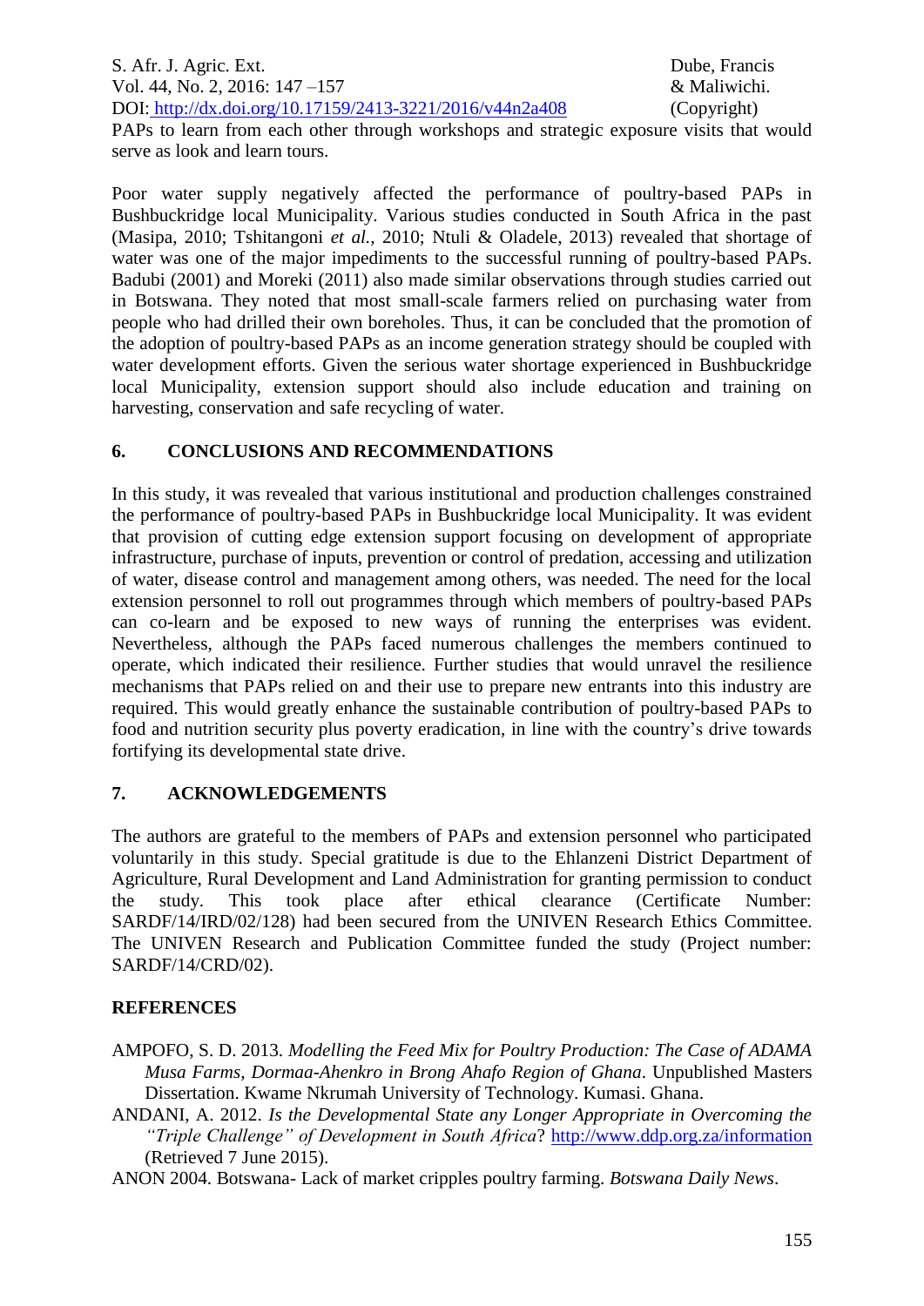PAPs to learn from each other through workshops and strategic exposure visits that would serve as look and learn tours.

Poor water supply negatively affected the performance of poultry-based PAPs in Bushbuckridge local Municipality. Various studies conducted in South Africa in the past (Masipa, 2010; Tshitangoni *et al.,* 2010; Ntuli & Oladele, 2013) revealed that shortage of water was one of the major impediments to the successful running of poultry-based PAPs. Badubi (2001) and Moreki (2011) also made similar observations through studies carried out in Botswana. They noted that most small-scale farmers relied on purchasing water from people who had drilled their own boreholes. Thus, it can be concluded that the promotion of the adoption of poultry-based PAPs as an income generation strategy should be coupled with water development efforts. Given the serious water shortage experienced in Bushbuckridge local Municipality, extension support should also include education and training on harvesting, conservation and safe recycling of water.

## 6. CONCLUSIONS AND RECOMMENDATIONS

In this study, it was revealed that various institutional and production challenges constrained the performance of poultry-based PAPs in Bushbuckridge local Municipality. It was evident that provision of cutting edge extension support focusing on development of appropriate infrastructure, purchase of inputs, prevention or control of predation, accessing and utilization of water, disease control and management among others, was needed. The need for the local extension personnel to roll out programmes through which members of poultry-based PAPs can co-learn and be exposed to new ways of running the enterprises was evident. Nevertheless, although the PAPs faced numerous challenges the members continued to operate, which indicated their resilience. Further studies that would unravel the resilience mechanisms that PAPs relied on and their use to prepare new entrants into this industry are required. This would greatly enhance the sustainable contribution of poultry-based PAPs to food and nutrition security plus poverty eradication, in line with the country's drive towards fortifying its developmental state drive.

## 7. ACKNOWLEDGEMENTS

The authors are grateful to the members of PAPs and extension personnel who participated voluntarily in this study. Special gratitude is due to the Ehlanzeni District Department of Agriculture, Rural Development and Land Administration for granting permission to conduct the study. This took place after ethical clearance (Certificate Number: SARDF/14/IRD/02/128) had been secured from the UNIVEN Research Ethics Committee. The UNIVEN Research and Publication Committee funded the study (Project number: SARDF/14/CRD/02).

## REFERENCES

AMPOFO, S. D. 2013. *Modelling the Feed Mix for Poultry Production: The Case of ADAMA Musa Farms, Dormaa-Ahenkro in Brong Ahafo Region of Ghana*. Unpublished Masters Dissertation. Kwame Nkrumah University of Technology. Kumasi. Ghana.

ANDANI, A. 2012. *Is the Developmental State any Longer Appropriate in Overcoming the "Triple Challenge" of Development in South Africa*? http://www.ddp.org.za/information (Retrieved 7 June 2015).

ANON 2004. Botswana- Lack of market cripples poultry farming. *Botswana Daily News*.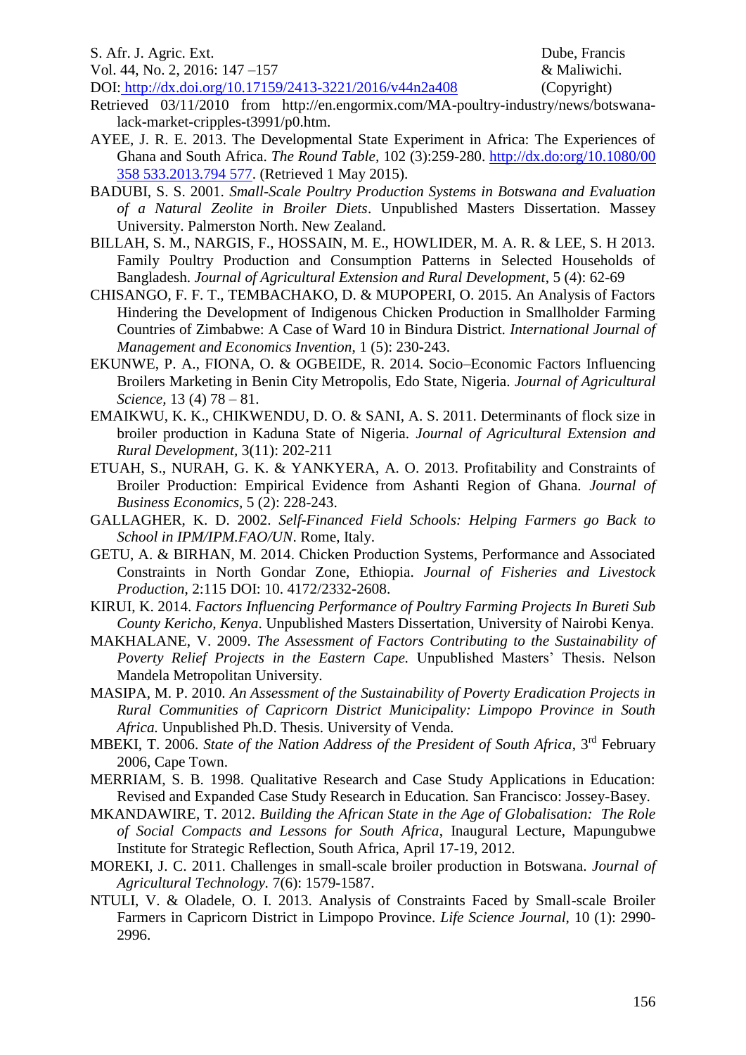Retrieved 03/11/2010 from http://en.engormix.com/MA-poultry-industry/news/botswana-lack-market-cripples-t3991/p0.htm.

AYEE, J. R. E. 2013. The Developmental State Experiment in Africa: The Experiences of Ghana and South Africa. *The Round Table,* 102 (3):259-280. http://dx.do:org/10.1080/00 358 533.2013.794 577. (Retrieved 1 May 2015).

BADUBI, S. S. 2001. *Small-Scale Poultry Production Systems in Botswana and Evaluation of a Natural Zeolite in Broiler Diets*. Unpublished Masters Dissertation. Massey University. Palmerston North. New Zealand.

BILLAH, S. M., NARGIS, F., HOSSAIN, M. E., HOWLIDER, M. A. R. & LEE, S. H 2013. Family Poultry Production and Consumption Patterns in Selected Households of Bangladesh. *Journal of Agricultural Extension and Rural Development*, 5 (4): 62-69

CHISANGO, F. F. T., TEMBACHAKO, D. & MUPOPERI, O. 2015. An Analysis of Factors Hindering the Development of Indigenous Chicken Production in Smallholder Farming Countries of Zimbabwe: A Case of Ward 10 in Bindura District. *International Journal of Management and Economics Invention*, 1 (5): 230-243.

EKUNWE, P. A., FIONA, O. & OGBEIDE, R. 2014. Socio–Economic Factors Influencing Broilers Marketing in Benin City Metropolis, Edo State, Nigeria. *Journal of Agricultural Science,* 13 (4) 78 – 81.

EMAIKWU, K. K., CHIKWENDU, D. O. & SANI, A. S. 2011. Determinants of flock size in broiler production in Kaduna State of Nigeria. *Journal of Agricultural Extension and Rural Development,* 3(11): 202-211

ETUAH, S., NURAH, G. K. & YANKYERA, A. O. 2013. Profitability and Constraints of Broiler Production: Empirical Evidence from Ashanti Region of Ghana. *Journal of Business Economics*, 5 (2): 228-243.

GALLAGHER, K. D. 2002. *Self-Financed Field Schools: Helping Farmers go Back to School in IPM/IPM.FAO/UN*. Rome, Italy.

GETU, A. & BIRHAN, M. 2014. Chicken Production Systems, Performance and Associated Constraints in North Gondar Zone, Ethiopia. *Journal of Fisheries and Livestock Production*, 2:115 DOI: 10. 4172/2332-2608.

KIRUI, K. 2014. *Factors Influencing Performance of Poultry Farming Projects In Bureti Sub County Kericho, Kenya*. Unpublished Masters Dissertation, University of Nairobi Kenya.

MAKHALANE, V. 2009. *The Assessment of Factors Contributing to the Sustainability of Poverty Relief Projects in the Eastern Cape.* Unpublished Masters' Thesis. Nelson Mandela Metropolitan University.

MASIPA, M. P. 2010. *An Assessment of the Sustainability of Poverty Eradication Projects in Rural Communities of Capricorn District Municipality: Limpopo Province in South Africa.* Unpublished Ph.D. Thesis. University of Venda.

MBEKI, T. 2006. *State of the Nation Address of the President of South Africa*, 3rd February 2006, Cape Town.

MERRIAM, S. B. 1998. Qualitative Research and Case Study Applications in Education: Revised and Expanded Case Study Research in Education*.* San Francisco: Jossey-Basey.

MKANDAWIRE, T. 2012. *Building the African State in the Age of Globalisation: The Role of Social Compacts and Lessons for South Africa*, Inaugural Lecture, Mapungubwe Institute for Strategic Reflection, South Africa, April 17-19, 2012.

MOREKI, J. C. 2011. Challenges in small-scale broiler production in Botswana. *Journal of Agricultural Technology.* 7(6): 1579-1587.

NTULI, V. & Oladele, O. I. 2013. Analysis of Constraints Faced by Small-scale Broiler Farmers in Capricorn District in Limpopo Province. *Life Science Journal,* 10 (1): 2990-2996.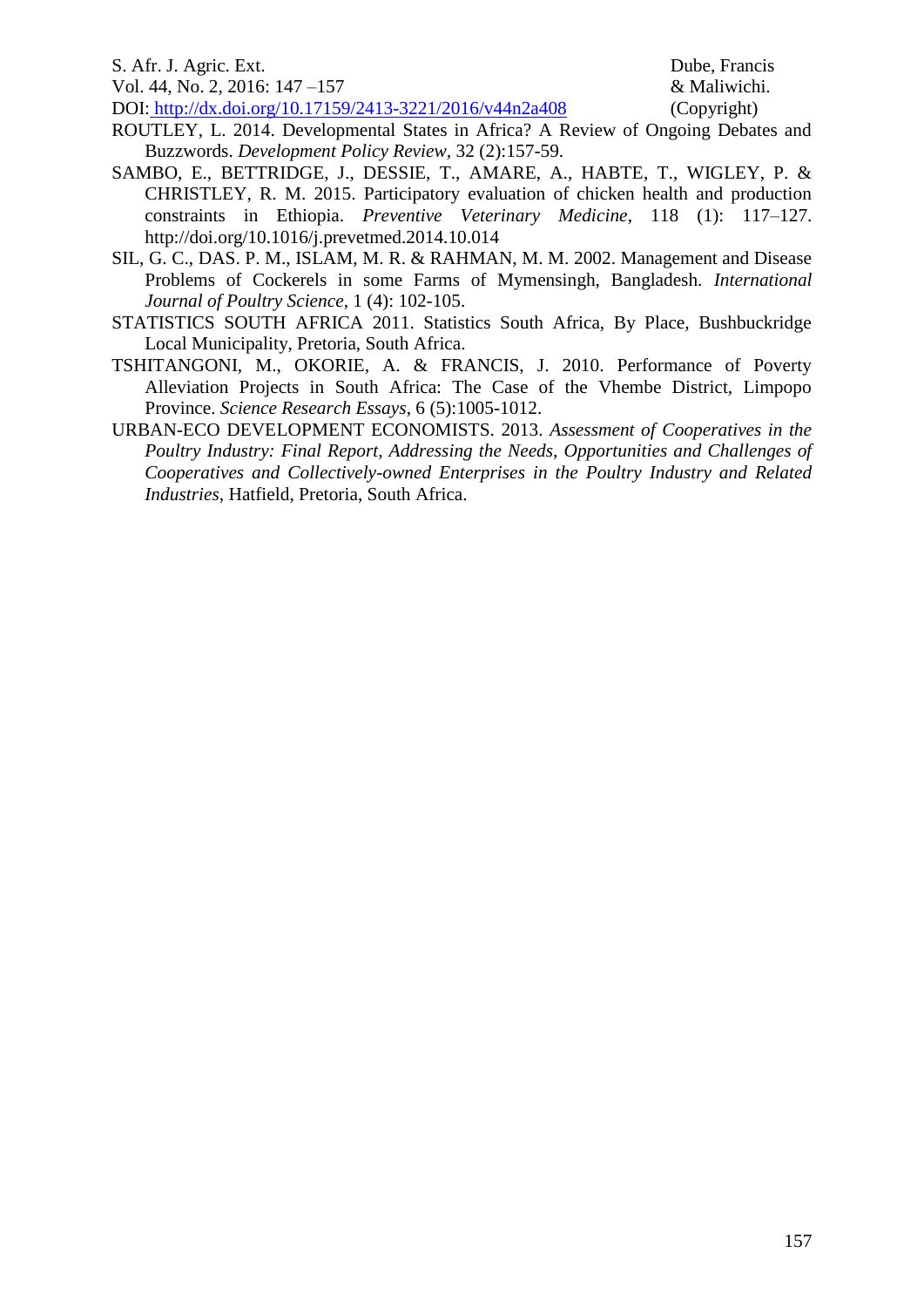ROUTLEY, L. 2014. Developmental States in Africa? A Review of Ongoing Debates and Buzzwords. *Development Policy Review*, 32 (2):157-59.

SAMBO, E., BETTRIDGE, J., DESSIE, T., AMARE, A., HABTE, T., WIGLEY, P. & CHRISTLEY, R. M. 2015. Participatory evaluation of chicken health and production constraints in Ethiopia. *Preventive Veterinary Medicine*, 118 (1): 117–127. http://doi.org/10.1016/j.prevetmed.2014.10.014

SIL, G. C., DAS. P. M., ISLAM, M. R. & RAHMAN, M. M. 2002. Management and Disease Problems of Cockerels in some Farms of Mymensingh, Bangladesh. *International Journal of Poultry Science*, 1 (4): 102-105.

STATISTICS SOUTH AFRICA 2011. Statistics South Africa, By Place, Bushbuckridge Local Municipality, Pretoria, South Africa.

TSHITANGONI, M., OKORIE, A. & FRANCIS, J. 2010. Performance of Poverty Alleviation Projects in South Africa: The Case of the Vhembe District, Limpopo Province. *Science Research Essays*, 6 (5):1005-1012.

URBAN-ECO DEVELOPMENT ECONOMISTS. 2013. *Assessment of Cooperatives in the Poultry Industry: Final Report, Addressing the Needs, Opportunities and Challenges of Cooperatives and Collectively-owned Enterprises in the Poultry Industry and Related Industries*, Hatfield, Pretoria, South Africa.